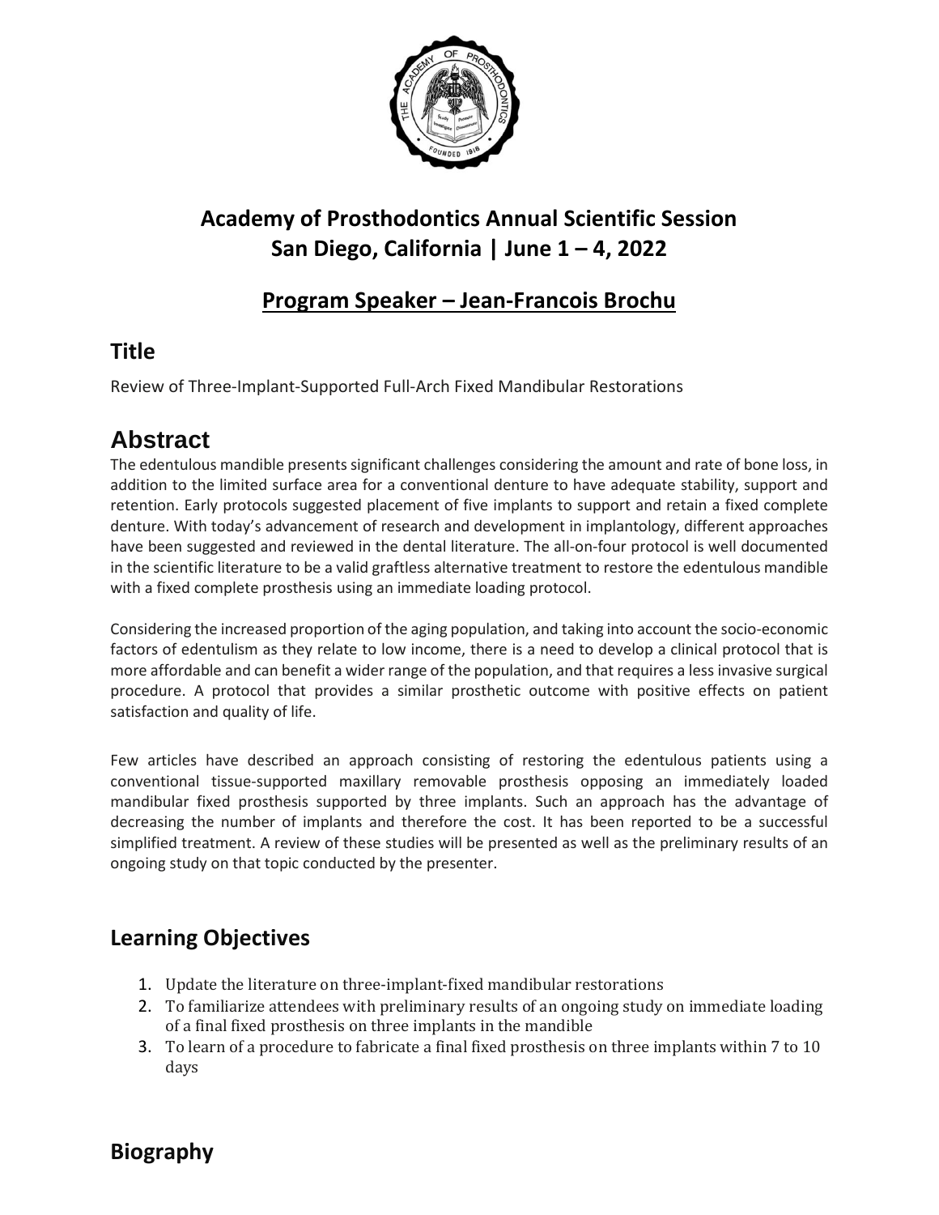# Academy of Prosthodontics Annual Scientific Session
# San Diego, California | June 1 – 4, 2022

## Program Speaker – Jean-Francois Brochu

## Title

Review of Three-Implant-Supported Full-Arch Fixed Mandibular Restorations

## Abstract

The edentulous mandible presents significant challenges considering the amount and rate of bone loss, in addition to the limited surface area for a conventional denture to have adequate stability, support and retention. Early protocols suggested placement of five implants to support and retain a fixed complete denture. With today's advancement of research and development in implantology, different approaches have been suggested and reviewed in the dental literature. The all-on-four protocol is well documented in the scientific literature to be a valid graftless alternative treatment to restore the edentulous mandible with a fixed complete prosthesis using an immediate loading protocol.

Considering the increased proportion of the aging population, and taking into account the socio-economic factors of edentulism as they relate to low income, there is a need to develop a clinical protocol that is more affordable and can benefit a wider range of the population, and that requires a less invasive surgical procedure. A protocol that provides a similar prosthetic outcome with positive effects on patient satisfaction and quality of life.

Few articles have described an approach consisting of restoring the edentulous patients using a conventional tissue-supported maxillary removable prosthesis opposing an immediately loaded mandibular fixed prosthesis supported by three implants. Such an approach has the advantage of decreasing the number of implants and therefore the cost. It has been reported to be a successful simplified treatment. A review of these studies will be presented as well as the preliminary results of an ongoing study on that topic conducted by the presenter.

## Learning Objectives

1. Update the literature on three-implant-fixed mandibular restorations
2. To familiarize attendees with preliminary results of an ongoing study on immediate loading of a final fixed prosthesis on three implants in the mandible
3. To learn of a procedure to fabricate a final fixed prosthesis on three implants within 7 to 10 days

## Biography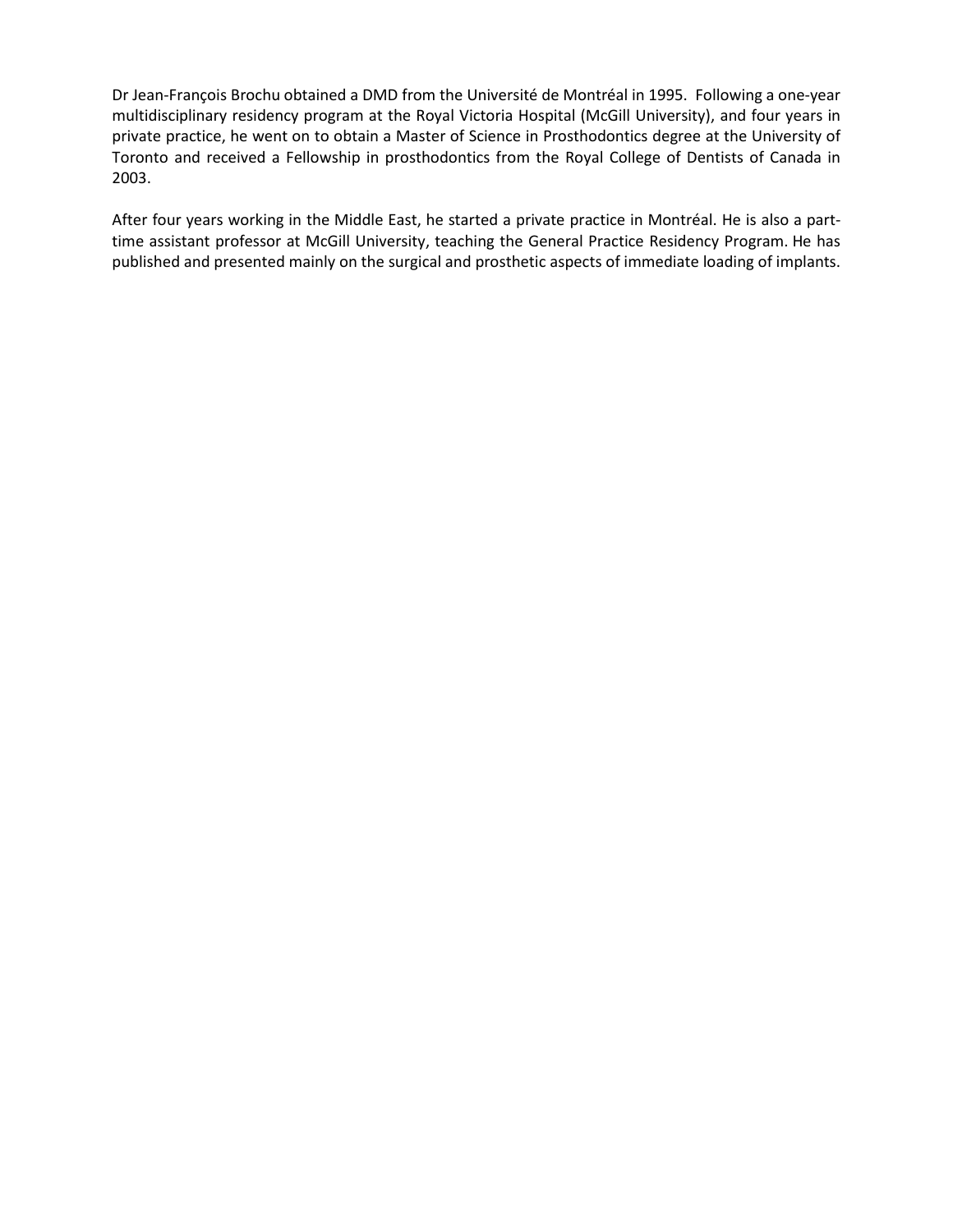Dr Jean-François Brochu obtained a DMD from the Université de Montréal in 1995. Following a one-year multidisciplinary residency program at the Royal Victoria Hospital (McGill University), and four years in private practice, he went on to obtain a Master of Science in Prosthodontics degree at the University of Toronto and received a Fellowship in prosthodontics from the Royal College of Dentists of Canada in 2003.

After four years working in the Middle East, he started a private practice in Montréal. He is also a part-time assistant professor at McGill University, teaching the General Practice Residency Program. He has published and presented mainly on the surgical and prosthetic aspects of immediate loading of implants.